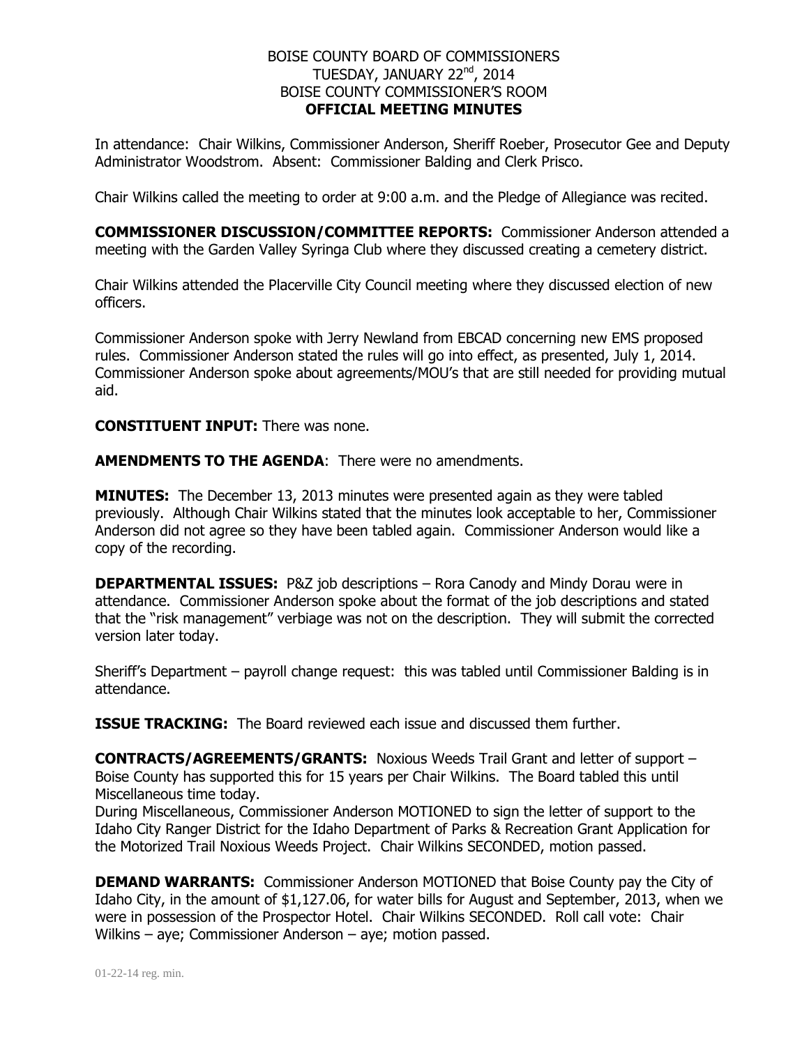BOISE COUNTY BOARD OF COMMISSIONERS
TUESDAY, JANUARY 22nd, 2014
BOISE COUNTY COMMISSIONER'S ROOM
**OFFICIAL MEETING MINUTES**

In attendance: Chair Wilkins, Commissioner Anderson, Sheriff Roeber, Prosecutor Gee and Deputy Administrator Woodstrom. Absent: Commissioner Balding and Clerk Prisco.

Chair Wilkins called the meeting to order at 9:00 a.m. and the Pledge of Allegiance was recited.

**COMMISSIONER DISCUSSION/COMMITTEE REPORTS:** Commissioner Anderson attended a meeting with the Garden Valley Syringa Club where they discussed creating a cemetery district.

Chair Wilkins attended the Placerville City Council meeting where they discussed election of new officers.

Commissioner Anderson spoke with Jerry Newland from EBCAD concerning new EMS proposed rules. Commissioner Anderson stated the rules will go into effect, as presented, July 1, 2014. Commissioner Anderson spoke about agreements/MOU's that are still needed for providing mutual aid.

**CONSTITUENT INPUT:** There was none.

**AMENDMENTS TO THE AGENDA**: There were no amendments.

**MINUTES:** The December 13, 2013 minutes were presented again as they were tabled previously. Although Chair Wilkins stated that the minutes look acceptable to her, Commissioner Anderson did not agree so they have been tabled again. Commissioner Anderson would like a copy of the recording.

**DEPARTMENTAL ISSUES:** P&Z job descriptions – Rora Canody and Mindy Dorau were in attendance. Commissioner Anderson spoke about the format of the job descriptions and stated that the "risk management" verbiage was not on the description. They will submit the corrected version later today.

Sheriff's Department – payroll change request: this was tabled until Commissioner Balding is in attendance.

**ISSUE TRACKING:** The Board reviewed each issue and discussed them further.

**CONTRACTS/AGREEMENTS/GRANTS:** Noxious Weeds Trail Grant and letter of support – Boise County has supported this for 15 years per Chair Wilkins. The Board tabled this until Miscellaneous time today.
During Miscellaneous, Commissioner Anderson MOTIONED to sign the letter of support to the Idaho City Ranger District for the Idaho Department of Parks & Recreation Grant Application for the Motorized Trail Noxious Weeds Project. Chair Wilkins SECONDED, motion passed.

**DEMAND WARRANTS:** Commissioner Anderson MOTIONED that Boise County pay the City of Idaho City, in the amount of $1,127.06, for water bills for August and September, 2013, when we were in possession of the Prospector Hotel. Chair Wilkins SECONDED. Roll call vote: Chair Wilkins – aye; Commissioner Anderson – aye; motion passed.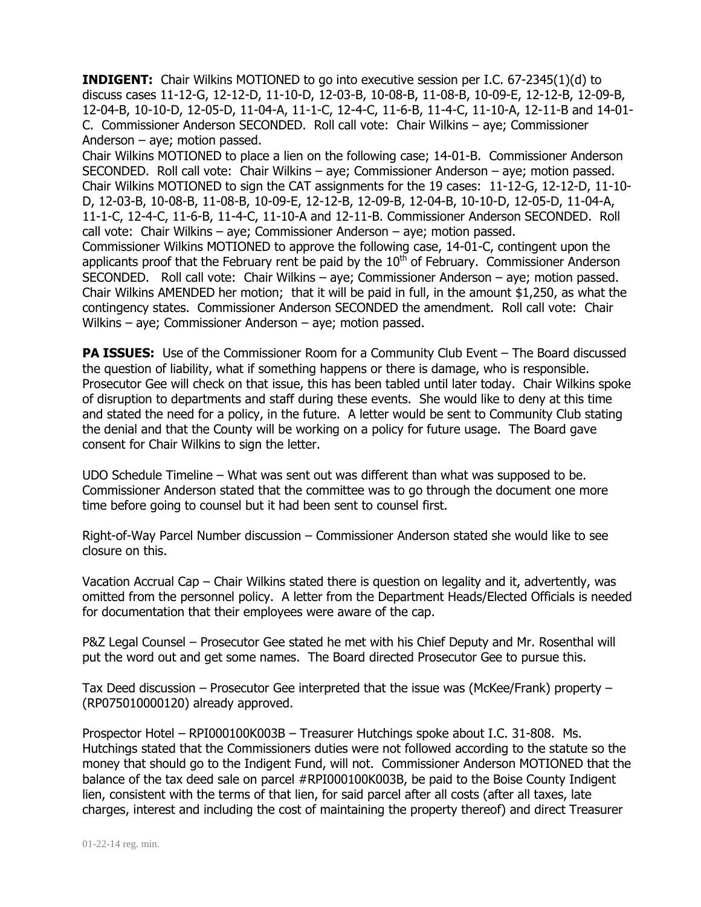**INDIGENT:** Chair Wilkins MOTIONED to go into executive session per I.C. 67-2345(1)(d) to discuss cases 11-12-G, 12-12-D, 11-10-D, 12-03-B, 10-08-B, 11-08-B, 10-09-E, 12-12-B, 12-09-B, 12-04-B, 10-10-D, 12-05-D, 11-04-A, 11-1-C, 12-4-C, 11-6-B, 11-4-C, 11-10-A, 12-11-B and 14-01-C. Commissioner Anderson SECONDED. Roll call vote: Chair Wilkins – aye; Commissioner Anderson – aye; motion passed.
Chair Wilkins MOTIONED to place a lien on the following case; 14-01-B. Commissioner Anderson SECONDED. Roll call vote: Chair Wilkins – aye; Commissioner Anderson – aye; motion passed.
Chair Wilkins MOTIONED to sign the CAT assignments for the 19 cases: 11-12-G, 12-12-D, 11-10-D, 12-03-B, 10-08-B, 11-08-B, 10-09-E, 12-12-B, 12-09-B, 12-04-B, 10-10-D, 12-05-D, 11-04-A, 11-1-C, 12-4-C, 11-6-B, 11-4-C, 11-10-A and 12-11-B. Commissioner Anderson SECONDED. Roll call vote: Chair Wilkins – aye; Commissioner Anderson – aye; motion passed.
Commissioner Wilkins MOTIONED to approve the following case, 14-01-C, contingent upon the applicants proof that the February rent be paid by the 10th of February. Commissioner Anderson SECONDED. Roll call vote: Chair Wilkins – aye; Commissioner Anderson – aye; motion passed.
Chair Wilkins AMENDED her motion; that it will be paid in full, in the amount $1,250, as what the contingency states. Commissioner Anderson SECONDED the amendment. Roll call vote: Chair Wilkins – aye; Commissioner Anderson – aye; motion passed.

**PA ISSUES:** Use of the Commissioner Room for a Community Club Event – The Board discussed the question of liability, what if something happens or there is damage, who is responsible. Prosecutor Gee will check on that issue, this has been tabled until later today. Chair Wilkins spoke of disruption to departments and staff during these events. She would like to deny at this time and stated the need for a policy, in the future. A letter would be sent to Community Club stating the denial and that the County will be working on a policy for future usage. The Board gave consent for Chair Wilkins to sign the letter.

UDO Schedule Timeline – What was sent out was different than what was supposed to be. Commissioner Anderson stated that the committee was to go through the document one more time before going to counsel but it had been sent to counsel first.

Right-of-Way Parcel Number discussion – Commissioner Anderson stated she would like to see closure on this.

Vacation Accrual Cap – Chair Wilkins stated there is question on legality and it, advertently, was omitted from the personnel policy. A letter from the Department Heads/Elected Officials is needed for documentation that their employees were aware of the cap.

P&Z Legal Counsel – Prosecutor Gee stated he met with his Chief Deputy and Mr. Rosenthal will put the word out and get some names. The Board directed Prosecutor Gee to pursue this.

Tax Deed discussion – Prosecutor Gee interpreted that the issue was (McKee/Frank) property – (RP075010000120) already approved.

Prospector Hotel – RPI000100K003B – Treasurer Hutchings spoke about I.C. 31-808. Ms. Hutchings stated that the Commissioners duties were not followed according to the statute so the money that should go to the Indigent Fund, will not. Commissioner Anderson MOTIONED that the balance of the tax deed sale on parcel #RPI000100K003B, be paid to the Boise County Indigent lien, consistent with the terms of that lien, for said parcel after all costs (after all taxes, late charges, interest and including the cost of maintaining the property thereof) and direct Treasurer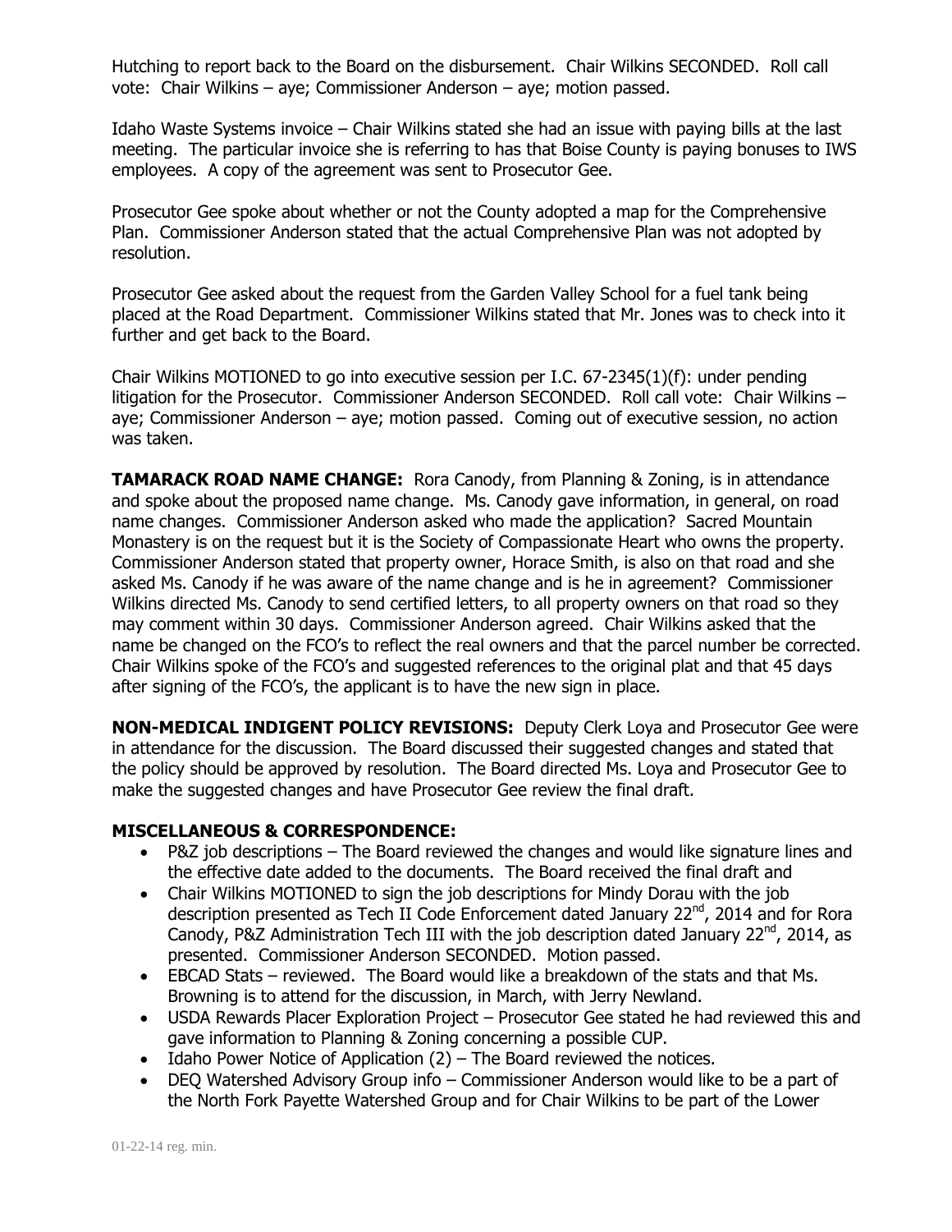Hutching to report back to the Board on the disbursement. Chair Wilkins SECONDED. Roll call vote: Chair Wilkins – aye; Commissioner Anderson – aye; motion passed.

Idaho Waste Systems invoice – Chair Wilkins stated she had an issue with paying bills at the last meeting. The particular invoice she is referring to has that Boise County is paying bonuses to IWS employees. A copy of the agreement was sent to Prosecutor Gee.

Prosecutor Gee spoke about whether or not the County adopted a map for the Comprehensive Plan. Commissioner Anderson stated that the actual Comprehensive Plan was not adopted by resolution.

Prosecutor Gee asked about the request from the Garden Valley School for a fuel tank being placed at the Road Department. Commissioner Wilkins stated that Mr. Jones was to check into it further and get back to the Board.

Chair Wilkins MOTIONED to go into executive session per I.C. 67-2345(1)(f): under pending litigation for the Prosecutor. Commissioner Anderson SECONDED. Roll call vote: Chair Wilkins – aye; Commissioner Anderson – aye; motion passed. Coming out of executive session, no action was taken.

**TAMARACK ROAD NAME CHANGE:** Rora Canody, from Planning & Zoning, is in attendance and spoke about the proposed name change. Ms. Canody gave information, in general, on road name changes. Commissioner Anderson asked who made the application? Sacred Mountain Monastery is on the request but it is the Society of Compassionate Heart who owns the property. Commissioner Anderson stated that property owner, Horace Smith, is also on that road and she asked Ms. Canody if he was aware of the name change and is he in agreement? Commissioner Wilkins directed Ms. Canody to send certified letters, to all property owners on that road so they may comment within 30 days. Commissioner Anderson agreed. Chair Wilkins asked that the name be changed on the FCO's to reflect the real owners and that the parcel number be corrected. Chair Wilkins spoke of the FCO's and suggested references to the original plat and that 45 days after signing of the FCO's, the applicant is to have the new sign in place.

**NON-MEDICAL INDIGENT POLICY REVISIONS:** Deputy Clerk Loya and Prosecutor Gee were in attendance for the discussion. The Board discussed their suggested changes and stated that the policy should be approved by resolution. The Board directed Ms. Loya and Prosecutor Gee to make the suggested changes and have Prosecutor Gee review the final draft.

**MISCELLANEOUS & CORRESPONDENCE:**

- P&Z job descriptions – The Board reviewed the changes and would like signature lines and the effective date added to the documents. The Board received the final draft and
- Chair Wilkins MOTIONED to sign the job descriptions for Mindy Dorau with the job description presented as Tech II Code Enforcement dated January 22nd, 2014 and for Rora Canody, P&Z Administration Tech III with the job description dated January 22nd, 2014, as presented. Commissioner Anderson SECONDED. Motion passed.
- EBCAD Stats – reviewed. The Board would like a breakdown of the stats and that Ms. Browning is to attend for the discussion, in March, with Jerry Newland.
- USDA Rewards Placer Exploration Project – Prosecutor Gee stated he had reviewed this and gave information to Planning & Zoning concerning a possible CUP.
- Idaho Power Notice of Application (2) – The Board reviewed the notices.
- DEQ Watershed Advisory Group info – Commissioner Anderson would like to be a part of the North Fork Payette Watershed Group and for Chair Wilkins to be part of the Lower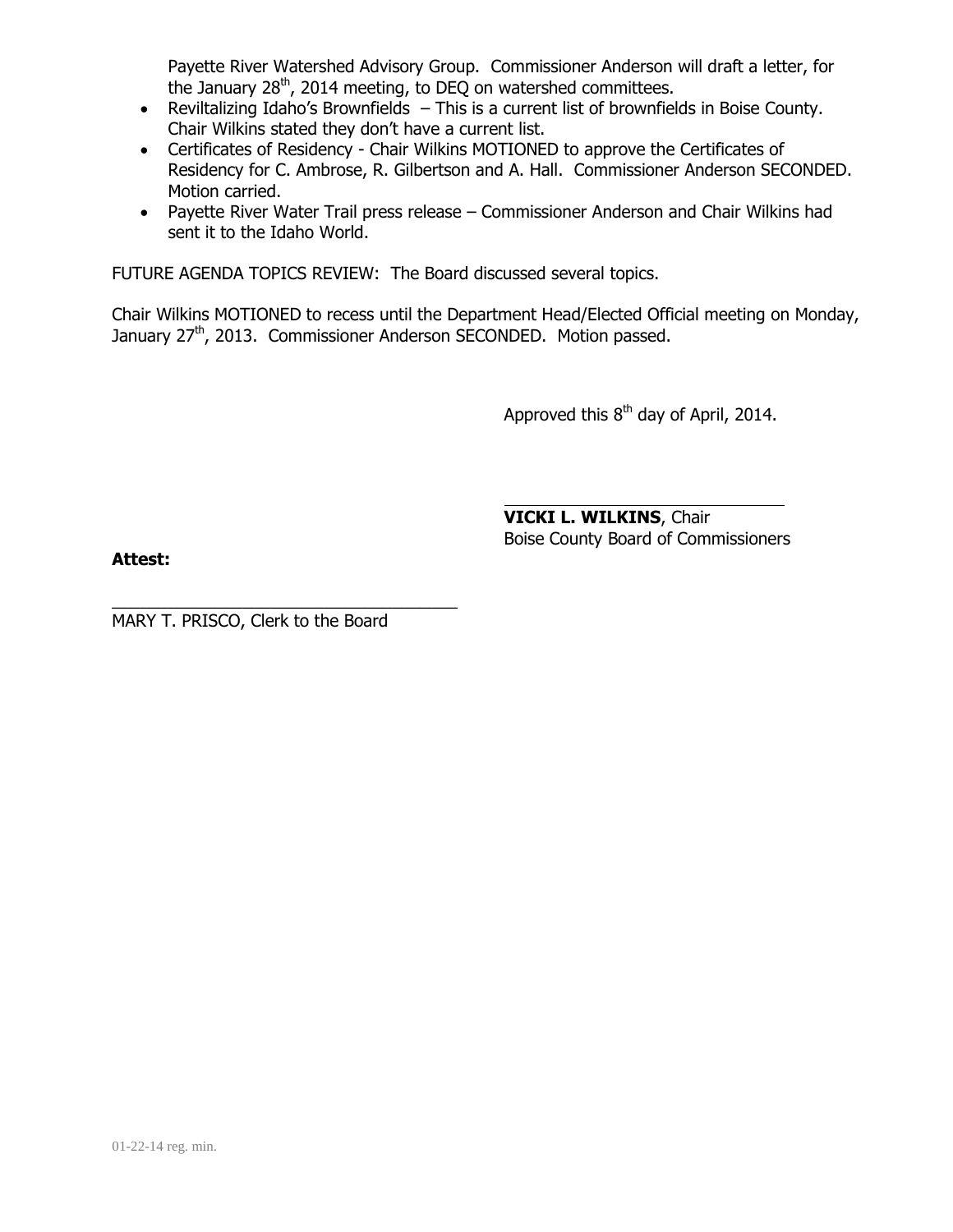Payette River Watershed Advisory Group. Commissioner Anderson will draft a letter, for the January 28th, 2014 meeting, to DEQ on watershed committees.

- Reviltalizing Idaho's Brownfields – This is a current list of brownfields in Boise County. Chair Wilkins stated they don't have a current list.
- Certificates of Residency - Chair Wilkins MOTIONED to approve the Certificates of Residency for C. Ambrose, R. Gilbertson and A. Hall. Commissioner Anderson SECONDED. Motion carried.
- Payette River Water Trail press release – Commissioner Anderson and Chair Wilkins had sent it to the Idaho World.

FUTURE AGENDA TOPICS REVIEW: The Board discussed several topics.

Chair Wilkins MOTIONED to recess until the Department Head/Elected Official meeting on Monday, January 27th, 2013. Commissioner Anderson SECONDED. Motion passed.

Approved this 8th day of April, 2014.

______________________________

**VICKI L. WILKINS**, Chair
Boise County Board of Commissioners

**Attest:**

______________________________

MARY T. PRISCO, Clerk to the Board

01-22-14 reg. min.